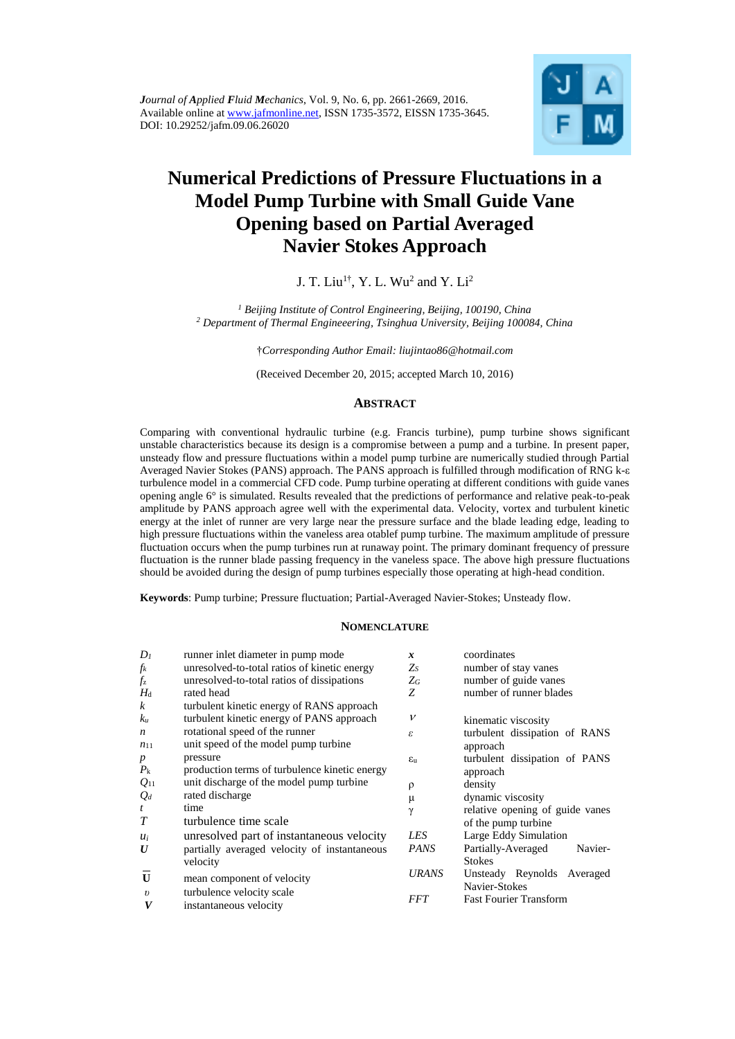*Journal of Applied Fluid Mechanics*, Vol. 9, No. 6, pp. 2661-2669, 2016.
Available online at www.jafmonline.net, ISSN 1735-3572, EISSN 1735-3645.
DOI: 10.29252/jafm.09.06.26020

# Numerical Predictions of Pressure Fluctuations in a Model Pump Turbine with Small Guide Vane Opening based on Partial Averaged Navier Stokes Approach

J. T. Liu[1†], Y. L. Wu[2] and Y. Li[2]

*[1] Beijing Institute of Control Engineering, Beijing, 100190, China*
*[2] Department of Thermal Engineeering, Tsinghua University, Beijing 100084, China*

†*Corresponding Author Email: liujintao86@hotmail.com*

(Received December 20, 2015; accepted March 10, 2016)

## Abstract

Comparing with conventional hydraulic turbine (e.g. Francis turbine), pump turbine shows significant unstable characteristics because its design is a compromise between a pump and a turbine. In present paper, unsteady flow and pressure fluctuations within a model pump turbine are numerically studied through Partial Averaged Navier Stokes (PANS) approach. The PANS approach is fulfilled through modification of RNG k-ε turbulence model in a commercial CFD code. Pump turbine operating at different conditions with guide vanes opening angle 6° is simulated. Results revealed that the predictions of performance and relative peak-to-peak amplitude by PANS approach agree well with the experimental data. Velocity, vortex and turbulent kinetic energy at the inlet of runner are very large near the pressure surface and the blade leading edge, leading to high pressure fluctuations within the vaneless area otablef pump turbine. The maximum amplitude of pressure fluctuation occurs when the pump turbines run at runaway point. The primary dominant frequency of pressure fluctuation is the runner blade passing frequency in the vaneless space. The above high pressure fluctuations should be avoided during the design of pump turbines especially those operating at high-head condition.

**Keywords**: Pump turbine; Pressure fluctuation; Partial-Averaged Navier-Stokes; Unsteady flow.

## Nomenclature

| | | | |
|---|---|---|---|
| $D_1$ | runner inlet diameter in pump mode | $\boldsymbol{x}$ | coordinates |
| $f_k$ | unresolved-to-total ratios of kinetic energy | $Z_S$ | number of stay vanes |
| $f_\varepsilon$ | unresolved-to-total ratios of dissipations | $Z_G$ | number of guide vanes |
| $H_d$ | rated head | $Z$ | number of runner blades |
| $k$ | turbulent kinetic energy of RANS approach | | |
| $k_u$ | turbulent kinetic energy of PANS approach | $\nu$ | kinematic viscosity |
| $n$ | rotational speed of the runner | $\varepsilon$ | turbulent dissipation of RANS approach |
| $n_{11}$ | unit speed of the model pump turbine | | |
| $p$ | pressure | $\varepsilon_u$ | turbulent dissipation of PANS approach |
| $P_k$ | production terms of turbulence kinetic energy | | |
| $Q_{11}$ | unit discharge of the model pump turbine | $\rho$ | density |
| $Q_d$ | rated discharge | $\mu$ | dynamic viscosity |
| $t$ | time | $\gamma$ | relative opening of guide vanes of the pump turbine |
| $T$ | turbulence time scale | | |
| $u_i$ | unresolved part of instantaneous velocity | $LES$ | Large Eddy Simulation |
| $\boldsymbol{U}$ | partially averaged velocity of instantaneous velocity | $PANS$ | Partially-Averaged Navier-Stokes |
| $\overline{\mathbf{U}}$ | mean component of velocity | $URANS$ | Unsteady Reynolds Averaged Navier-Stokes |
| $\upsilon$ | turbulence velocity scale | | |
| $\boldsymbol{V}$ | instantaneous velocity | $FFT$ | Fast Fourier Transform |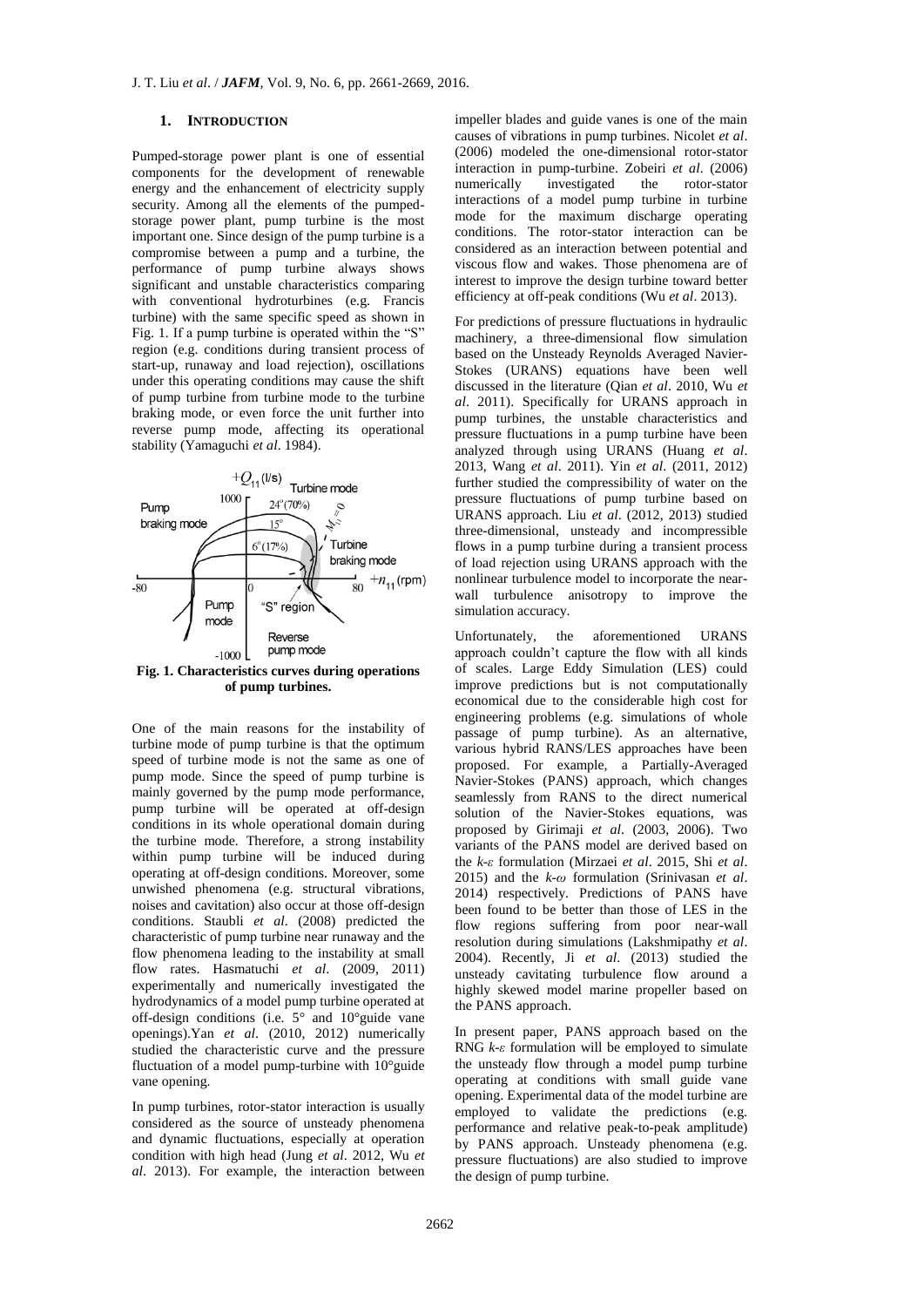## 1. INTRODUCTION

Pumped-storage power plant is one of essential components for the development of renewable energy and the enhancement of electricity supply security. Among all the elements of the pumped-storage power plant, pump turbine is the most important one. Since design of the pump turbine is a compromise between a pump and a turbine, the performance of pump turbine always shows significant and unstable characteristics comparing with conventional hydroturbines (e.g. Francis turbine) with the same specific speed as shown in Fig. 1. If a pump turbine is operated within the "S" region (e.g. conditions during transient process of start-up, runaway and load rejection), oscillations under this operating conditions may cause the shift of pump turbine from turbine mode to the turbine braking mode, or even force the unit further into reverse pump mode, affecting its operational stability (Yamaguchi *et al*. 1984).

**Fig. 1. Characteristics curves during operations of pump turbines.**

One of the main reasons for the instability of turbine mode of pump turbine is that the optimum speed of turbine mode is not the same as one of pump mode. Since the speed of pump turbine is mainly governed by the pump mode performance, pump turbine will be operated at off-design conditions in its whole operational domain during the turbine mode. Therefore, a strong instability within pump turbine will be induced during operating at off-design conditions. Moreover, some unwished phenomena (e.g. structural vibrations, noises and cavitation) also occur at those off-design conditions. Staubli *et al*. (2008) predicted the characteristic of pump turbine near runaway and the flow phenomena leading to the instability at small flow rates. Hasmatuchi *et al*. (2009, 2011) experimentally and numerically investigated the hydrodynamics of a model pump turbine operated at off-design conditions (i.e. 5° and 10°guide vane openings).Yan *et al*. (2010, 2012) numerically studied the characteristic curve and the pressure fluctuation of a model pump-turbine with 10°guide vane opening.

In pump turbines, rotor-stator interaction is usually considered as the source of unsteady phenomena and dynamic fluctuations, especially at operation condition with high head (Jung *et al*. 2012, Wu *et al*. 2013). For example, the interaction between impeller blades and guide vanes is one of the main causes of vibrations in pump turbines. Nicolet *et al*. (2006) modeled the one-dimensional rotor-stator interaction in pump-turbine. Zobeiri *et al*. (2006) numerically investigated the rotor-stator interactions of a model pump turbine in turbine mode for the maximum discharge operating conditions. The rotor-stator interaction can be considered as an interaction between potential and viscous flow and wakes. Those phenomena are of interest to improve the design turbine toward better efficiency at off-peak conditions (Wu *et al*. 2013).

For predictions of pressure fluctuations in hydraulic machinery, a three-dimensional flow simulation based on the Unsteady Reynolds Averaged Navier-Stokes (URANS) equations have been well discussed in the literature (Qian *et al*. 2010, Wu *et al*. 2011). Specifically for URANS approach in pump turbines, the unstable characteristics and pressure fluctuations in a pump turbine have been analyzed through using URANS (Huang *et al*. 2013, Wang *et al*. 2011). Yin *et al*. (2011, 2012) further studied the compressibility of water on the pressure fluctuations of pump turbine based on URANS approach. Liu *et al*. (2012, 2013) studied three-dimensional, unsteady and incompressible flows in a pump turbine during a transient process of load rejection using URANS approach with the nonlinear turbulence model to incorporate the near-wall turbulence anisotropy to improve the simulation accuracy.

Unfortunately, the aforementioned URANS approach couldn't capture the flow with all kinds of scales. Large Eddy Simulation (LES) could improve predictions but is not computationally economical due to the considerable high cost for engineering problems (e.g. simulations of whole passage of pump turbine). As an alternative, various hybrid RANS/LES approaches have been proposed. For example, a Partially-Averaged Navier-Stokes (PANS) approach, which changes seamlessly from RANS to the direct numerical solution of the Navier-Stokes equations, was proposed by Girimaji *et al*. (2003, 2006). Two variants of the PANS model are derived based on the $k$-$\varepsilon$ formulation (Mirzaei *et al*. 2015, Shi *et al*. 2015) and the $k$-$\omega$ formulation (Srinivasan *et al*. 2014) respectively. Predictions of PANS have been found to be better than those of LES in the flow regions suffering from poor near-wall resolution during simulations (Lakshmipathy *et al*. 2004). Recently, Ji *et al*. (2013) studied the unsteady cavitating turbulence flow around a highly skewed model marine propeller based on the PANS approach.

In present paper, PANS approach based on the RNG $k$-$\varepsilon$ formulation will be employed to simulate the unsteady flow through a model pump turbine operating at conditions with small guide vane opening. Experimental data of the model turbine are employed to validate the predictions (e.g. performance and relative peak-to-peak amplitude) by PANS approach. Unsteady phenomena (e.g. pressure fluctuations) are also studied to improve the design of pump turbine.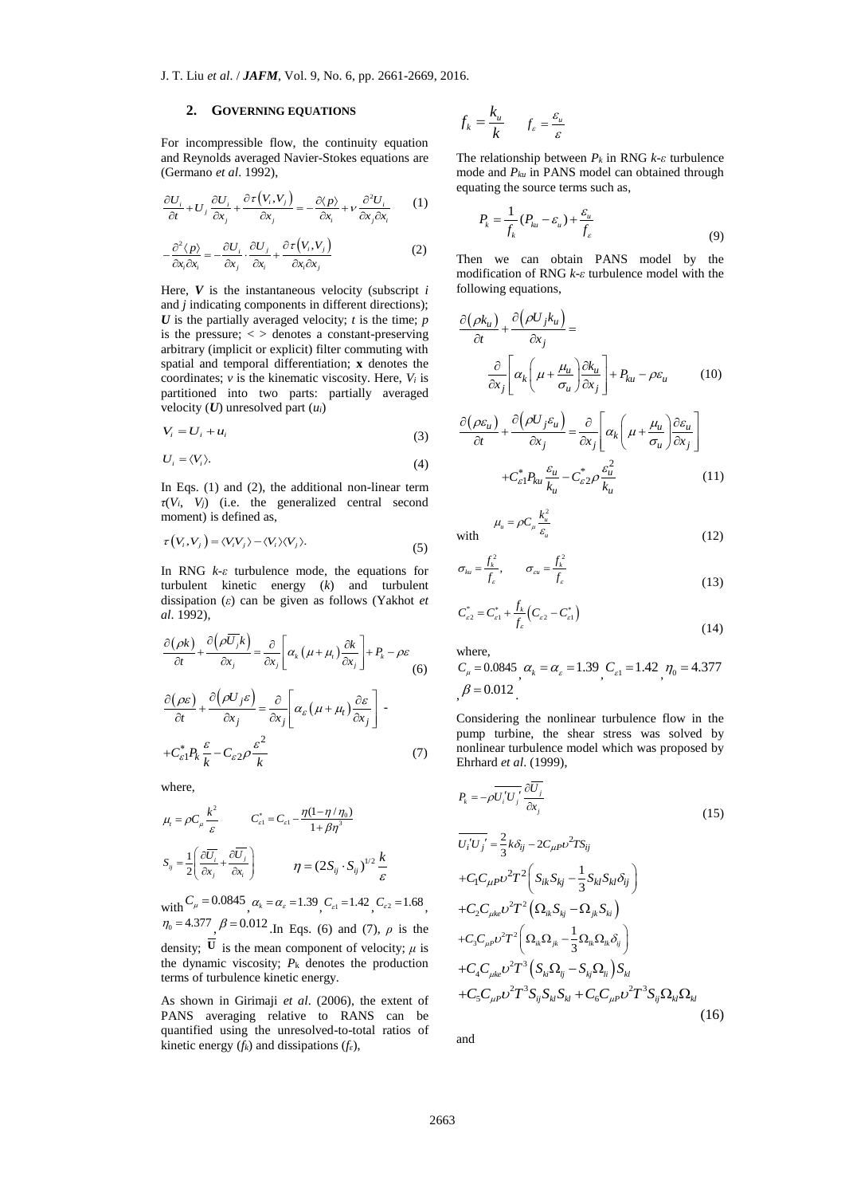## 2. GOVERNING EQUATIONS

For incompressible flow, the continuity equation and Reynolds averaged Navier-Stokes equations are (Germano *et al*. 1992),

$$\frac{\partial U_i}{\partial t} + U_j \frac{\partial U_i}{\partial x_j} + \frac{\partial \tau(V_i, V_j)}{\partial x_j} = -\frac{\partial \langle p \rangle}{\partial x_i} + \nu \frac{\partial^2 U_i}{\partial x_j \partial x_i} \tag{1}$$

$$-\frac{\partial^2 \langle p \rangle}{\partial x_i \partial x_i} = -\frac{\partial U_i}{\partial x_j} \cdot \frac{\partial U_j}{\partial x_i} + \frac{\partial \tau(V_i, V_j)}{\partial x_i \partial x_j} \tag{2}$$

Here, $\boldsymbol{V}$ is the instantaneous velocity (subscript $i$ and $j$ indicating components in different directions); $\boldsymbol{U}$ is the partially averaged velocity; $t$ is the time; $p$ is the pressure; $< >$ denotes a constant-preserving arbitrary (implicit or explicit) filter commuting with spatial and temporal differentiation; $\mathbf{x}$ denotes the coordinates; $v$ is the kinematic viscosity. Here, $V_i$ is partitioned into two parts: partially averaged velocity ($\boldsymbol{U}$) unresolved part ($u_i$)

$$V_i = U_i + u_i \tag{3}$$

$$U_i = \langle V_i \rangle. \tag{4}$$

In Eqs. (1) and (2), the additional non-linear term $\tau(V_i, V_j)$ (i.e. the generalized central second moment) is defined as,

$$\tau(V_i, V_j) = \langle V_i V_j \rangle - \langle V_i \rangle \langle V_j \rangle. \tag{5}$$

In RNG $k$-$\varepsilon$ turbulence mode, the equations for turbulent kinetic energy ($k$) and turbulent dissipation ($\varepsilon$) can be given as follows (Yakhot *et al*. 1992),

$$\frac{\partial(\rho k)}{\partial t} + \frac{\partial(\rho \overline{U_j} k)}{\partial x_j} = \frac{\partial}{\partial x_j}\left[\alpha_k (\mu + \mu_t) \frac{\partial k}{\partial x_j}\right] + P_k - \rho\varepsilon \tag{6}$$

$$\frac{\partial(\rho\varepsilon)}{\partial t} + \frac{\partial(\rho U_j \varepsilon)}{\partial x_j} = \frac{\partial}{\partial x_j}\left[\alpha_\varepsilon (\mu + \mu_t) \frac{\partial \varepsilon}{\partial x_j}\right] - + C_{\varepsilon 1}^* P_k \frac{\varepsilon}{k} - C_{\varepsilon 2} \rho \frac{\varepsilon^2}{k} \tag{7}$$

where,

$$\mu_t = \rho C_\mu \frac{k^2}{\varepsilon} \qquad C_{\varepsilon 1}^* = C_{\varepsilon 1} - \frac{\eta(1-\eta/\eta_0)}{1+\beta\eta^3}$$

$$S_{ij} = \frac{1}{2}\left(\frac{\partial \overline{U_i}}{\partial x_j} + \frac{\partial \overline{U_j}}{\partial x_i}\right) \qquad \eta = (2 S_{ij} \cdot S_{ij})^{1/2} \frac{k}{\varepsilon}$$

with $C_\mu = 0.0845$, $\alpha_k = \alpha_\varepsilon = 1.39$, $C_{\varepsilon 1} = 1.42$, $C_{\varepsilon 2} = 1.68$, $\eta_0 = 4.377$, $\beta = 0.012$. In Eqs. (6) and (7), $\rho$ is the density; $\overline{\mathbf{U}}$ is the mean component of velocity; $\mu$ is the dynamic viscosity; $P_k$ denotes the production terms of turbulence kinetic energy.

As shown in Girimaji *et al*. (2006), the extent of PANS averaging relative to RANS can be quantified using the unresolved-to-total ratios of kinetic energy ($f_k$) and dissipations ($f_\varepsilon$),

$$f_k = \frac{k_u}{k} \qquad f_\varepsilon = \frac{\varepsilon_u}{\varepsilon}$$

The relationship between $P_k$ in RNG $k$-$\varepsilon$ turbulence mode and $P_{ku}$ in PANS model can obtained through equating the source terms such as,

$$P_k = \frac{1}{f_k}(P_{ku} - \varepsilon_u) + \frac{\varepsilon_u}{f_\varepsilon} \tag{9}$$

Then we can obtain PANS model by the modification of RNG $k$-$\varepsilon$ turbulence model with the following equations,

$$\frac{\partial(\rho k_u)}{\partial t} + \frac{\partial(\rho U_j k_u)}{\partial x_j} = \frac{\partial}{\partial x_j}\left[\alpha_k \left(\mu + \frac{\mu_u}{\sigma_u}\right)\frac{\partial k_u}{\partial x_j}\right] + P_{ku} - \rho\varepsilon_u \tag{10}$$

$$\frac{\partial(\rho\varepsilon_u)}{\partial t} + \frac{\partial(\rho U_j \varepsilon_u)}{\partial x_j} = \frac{\partial}{\partial x_j}\left[\alpha_k \left(\mu + \frac{\mu_u}{\sigma_u}\right)\frac{\partial \varepsilon_u}{\partial x_j}\right] + C_{\varepsilon 1}^* P_{ku} \frac{\varepsilon_u}{k_u} - C_{\varepsilon 2}^* \rho \frac{\varepsilon_u^2}{k_u} \tag{11}$$

with
$$\mu_u = \rho C_\mu \frac{k_u^2}{\varepsilon_u} \tag{12}$$

$$\sigma_{ku} = \frac{f_k^2}{f_\varepsilon}, \qquad \sigma_{\varepsilon u} = \frac{f_k^2}{f_\varepsilon} \tag{13}$$

$$C_{\varepsilon 2}^* = C_{\varepsilon 1}^* + \frac{f_k}{f_\varepsilon}\left(C_{\varepsilon 2} - C_{\varepsilon 1}^*\right) \tag{14}$$

where,
$C_\mu = 0.0845$, $\alpha_k = \alpha_\varepsilon = 1.39$, $C_{\varepsilon 1} = 1.42$, $\eta_0 = 4.377$, $\beta = 0.012$.

Considering the nonlinear turbulence flow in the pump turbine, the shear stress was solved by nonlinear turbulence model which was proposed by Ehrhard *et al*. (1999),

$$P_k = -\rho \overline{U_i' U_j'} \frac{\partial \overline{U_j}}{\partial x_j} \tag{15}$$

$$\begin{aligned}
\overline{U_i' U_j'} &= \frac{2}{3} k \delta_{ij} - 2 C_{\mu P} \upsilon^2 T S_{ij} \\
&+ C_1 C_{\mu P} \upsilon^2 T^2 \left(S_{ik} S_{kj} - \frac{1}{3} S_{kl} S_{kl} \delta_{ij}\right) \\
&+ C_2 C_{\mu k e} \upsilon^2 T^2 \left(\Omega_{ik} S_{kj} - \Omega_{jk} S_{ki}\right) \\
&+ C_3 C_{\mu P} \upsilon^2 T^2 \left(\Omega_{ik} \Omega_{jk} - \frac{1}{3} \Omega_{lk} \Omega_{lk} \delta_{ij}\right) \\
&+ C_4 C_{\mu k e} \upsilon^2 T^3 \left(S_{ki} \Omega_{lj} - S_{kj} \Omega_{li}\right) S_{kl} \\
&+ C_5 C_{\mu P} \upsilon^2 T^3 S_{ij} S_{kl} S_{kl} + C_6 C_{\mu P} \upsilon^2 T^3 S_{ij} \Omega_{kl} \Omega_{kl}
\end{aligned} \tag{16}$$

and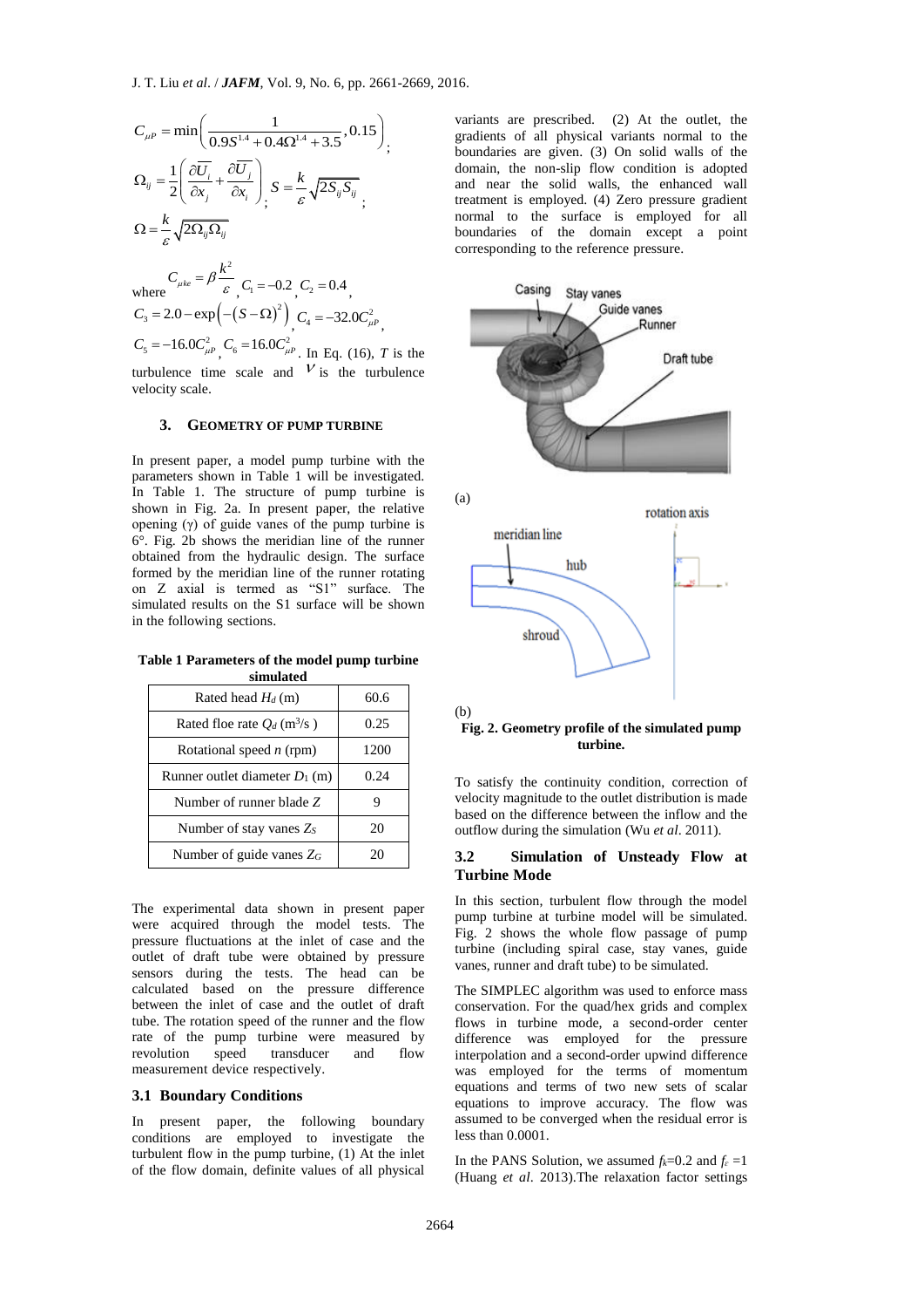$$C_{\mu P} = \min\left(\frac{1}{0.9S^{1.4} + 0.4\Omega^{1.4} + 3.5}, 0.15\right);$$

$$\Omega_{ij} = \frac{1}{2}\left(\frac{\partial \overline{U}_i}{\partial x_j} + \frac{\partial \overline{U}_j}{\partial x_i}\right); \quad S = \frac{k}{\varepsilon}\sqrt{2S_{ij}S_{ij}};$$

$$\Omega = \frac{k}{\varepsilon}\sqrt{2\Omega_{ij}\Omega_{ij}}$$

where $C_{\mu ke} = \beta \frac{k^2}{\varepsilon}$, $C_1 = -0.2$, $C_2 = 0.4$, $C_3 = 2.0 - \exp\left(-(S-\Omega)^2\right)$, $C_4 = -32.0C_{\mu P}^2$, $C_5 = -16.0C_{\mu P}^2$, $C_6 = 16.0C_{\mu P}^2$. In Eq. (16), $T$ is the turbulence time scale and $V$ is the turbulence velocity scale.

## 3. GEOMETRY OF PUMP TURBINE

In present paper, a model pump turbine with the parameters shown in Table 1 will be investigated. In Table 1. The structure of pump turbine is shown in Fig. 2a. In present paper, the relative opening (γ) of guide vanes of the pump turbine is 6°. Fig. 2b shows the meridian line of the runner obtained from the hydraulic design. The surface formed by the meridian line of the runner rotating on Z axial is termed as "S1" surface. The simulated results on the S1 surface will be shown in the following sections.

**Table 1 Parameters of the model pump turbine simulated**

| Parameter | Value |
|---|---|
| Rated head $H_d$ (m) | 60.6 |
| Rated floe rate $Q_d$ (m$^3$/s ) | 0.25 |
| Rotational speed $n$ (rpm) | 1200 |
| Runner outlet diameter $D_1$ (m) | 0.24 |
| Number of runner blade $Z$ | 9 |
| Number of stay vanes $Z_S$ | 20 |
| Number of guide vanes $Z_G$ | 20 |

The experimental data shown in present paper were acquired through the model tests. The pressure fluctuations at the inlet of case and the outlet of draft tube were obtained by pressure sensors during the tests. The head can be calculated based on the pressure difference between the inlet of case and the outlet of draft tube. The rotation speed of the runner and the flow rate of the pump turbine were measured by revolution speed transducer and flow measurement device respectively.

### 3.1 Boundary Conditions

In present paper, the following boundary conditions are employed to investigate the turbulent flow in the pump turbine, (1) At the inlet of the flow domain, definite values of all physical variants are prescribed. (2) At the outlet, the gradients of all physical variants normal to the boundaries are given. (3) On solid walls of the domain, the non-slip flow condition is adopted and near the solid walls, the enhanced wall treatment is employed. (4) Zero pressure gradient normal to the surface is employed for all boundaries of the domain except a point corresponding to the reference pressure.

Casing, Stay vanes, Guide vanes, Runner, Draft tube

(a)

rotation axis, meridian line, hub, shroud

(b)

**Fig. 2. Geometry profile of the simulated pump turbine.**

To satisfy the continuity condition, correction of velocity magnitude to the outlet distribution is made based on the difference between the inflow and the outflow during the simulation (Wu *et al*. 2011).

### 3.2 Simulation of Unsteady Flow at Turbine Mode

In this section, turbulent flow through the model pump turbine at turbine model will be simulated. Fig. 2 shows the whole flow passage of pump turbine (including spiral case, stay vanes, guide vanes, runner and draft tube) to be simulated.

The SIMPLEC algorithm was used to enforce mass conservation. For the quad/hex grids and complex flows in turbine mode, a second-order center difference was employed for the pressure interpolation and a second-order upwind difference was employed for the terms of momentum equations and terms of two new sets of scalar equations to improve accuracy. The flow was assumed to be converged when the residual error is less than 0.0001.

In the PANS Solution, we assumed $f_k$=0.2 and $f_\varepsilon$ =1 (Huang *et al*. 2013).The relaxation factor settings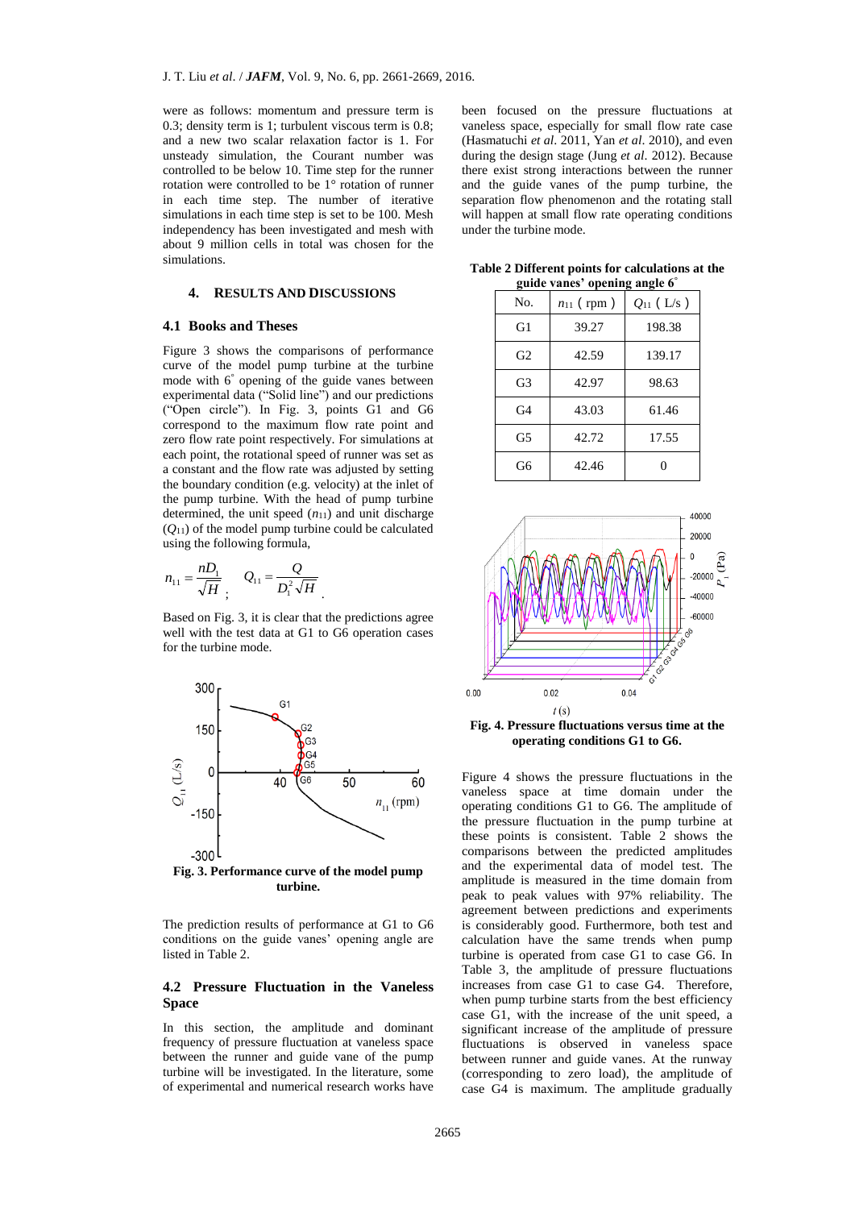were as follows: momentum and pressure term is 0.3; density term is 1; turbulent viscous term is 0.8; and a new two scalar relaxation factor is 1. For unsteady simulation, the Courant number was controlled to be below 10. Time step for the runner rotation were controlled to be 1° rotation of runner in each time step. The number of iterative simulations in each time step is set to be 100. Mesh independency has been investigated and mesh with about 9 million cells in total was chosen for the simulations.

## 4. RESULTS AND DISCUSSIONS

### 4.1 Books and Theses

Figure 3 shows the comparisons of performance curve of the model pump turbine at the turbine mode with 6° opening of the guide vanes between experimental data ("Solid line") and our predictions ("Open circle"). In Fig. 3, points G1 and G6 correspond to the maximum flow rate point and zero flow rate point respectively. For simulations at each point, the rotational speed of runner was set as a constant and the flow rate was adjusted by setting the boundary condition (e.g. velocity) at the inlet of the pump turbine. With the head of pump turbine determined, the unit speed ($n_{11}$) and unit discharge ($Q_{11}$) of the model pump turbine could be calculated using the following formula,

$$n_{11} = \frac{nD_1}{\sqrt{H}}; \quad Q_{11} = \frac{Q}{D_1^2\sqrt{H}}.$$

Based on Fig. 3, it is clear that the predictions agree well with the test data at G1 to G6 operation cases for the turbine mode.

**Fig. 3. Performance curve of the model pump turbine.**

The prediction results of performance at G1 to G6 conditions on the guide vanes' opening angle are listed in Table 2.

### 4.2 Pressure Fluctuation in the Vaneless Space

In this section, the amplitude and dominant frequency of pressure fluctuation at vaneless space between the runner and guide vane of the pump turbine will be investigated. In the literature, some of experimental and numerical research works have been focused on the pressure fluctuations at vaneless space, especially for small flow rate case (Hasmatuchi *et al*. 2011, Yan *et al*. 2010), and even during the design stage (Jung *et al*. 2012). Because there exist strong interactions between the runner and the guide vanes of the pump turbine, the separation flow phenomenon and the rotating stall will happen at small flow rate operating conditions under the turbine mode.

**Table 2 Different points for calculations at the guide vanes' opening angle 6°**

| No. | $n_{11}$ ( rpm ) | $Q_{11}$ ( L/s ) |
|---|---|---|
| G1 | 39.27 | 198.38 |
| G2 | 42.59 | 139.17 |
| G3 | 42.97 | 98.63 |
| G4 | 43.03 | 61.46 |
| G5 | 42.72 | 17.55 |
| G6 | 42.46 | 0 |

**Fig. 4. Pressure fluctuations versus time at the operating conditions G1 to G6.**

Figure 4 shows the pressure fluctuations in the vaneless space at time domain under the operating conditions G1 to G6. The amplitude of the pressure fluctuation in the pump turbine at these points is consistent. Table 2 shows the comparisons between the predicted amplitudes and the experimental data of model test. The amplitude is measured in the time domain from peak to peak values with 97% reliability. The agreement between predictions and experiments is considerably good. Furthermore, both test and calculation have the same trends when pump turbine is operated from case G1 to case G6. In Table 3, the amplitude of pressure fluctuations increases from case G1 to case G4. Therefore, when pump turbine starts from the best efficiency case G1, with the increase of the unit speed, a significant increase of the amplitude of pressure fluctuations is observed in vaneless space between runner and guide vanes. At the runway (corresponding to zero load), the amplitude of case G4 is maximum. The amplitude gradually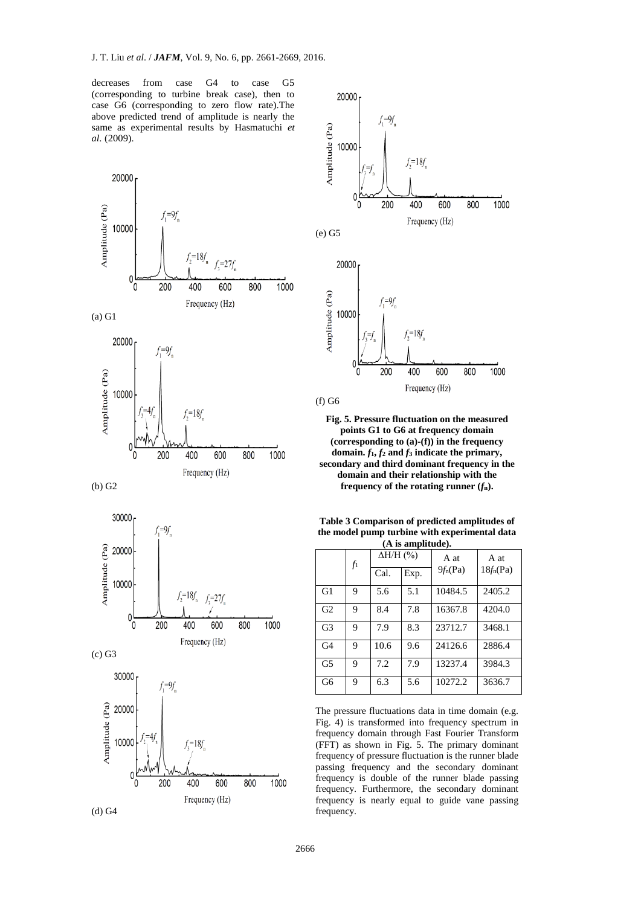decreases from case G4 to case G5 (corresponding to turbine break case), then to case G6 (corresponding to zero flow rate).The above predicted trend of amplitude is nearly the same as experimental results by Hasmatuchi *et al*. (2009).

(a) G1

(b) G2

(c) G3

(d) G4

(e) G5

(f) G6

**Fig. 5. Pressure fluctuation on the measured points G1 to G6 at frequency domain (corresponding to (a)-(f)) in the frequency domain. $f_1$, $f_2$ and $f_3$ indicate the primary, secondary and third dominant frequency in the domain and their relationship with the frequency of the rotating runner ($f_n$).**

**Table 3 Comparison of predicted amplitudes of the model pump turbine with experimental data (A is amplitude).**

| | $f_1$ | $\Delta H/H$ (%) | | A at $9f_n$(Pa) | A at $18f_n$(Pa) |
|---|---|---|---|---|---|
| | | Cal. | Exp. | | |
| G1 | 9 | 5.6 | 5.1 | 10484.5 | 2405.2 |
| G2 | 9 | 8.4 | 7.8 | 16367.8 | 4204.0 |
| G3 | 9 | 7.9 | 8.3 | 23712.7 | 3468.1 |
| G4 | 9 | 10.6 | 9.6 | 24126.6 | 2886.4 |
| G5 | 9 | 7.2 | 7.9 | 13237.4 | 3984.3 |
| G6 | 9 | 6.3 | 5.6 | 10272.2 | 3636.7 |

The pressure fluctuations data in time domain (e.g. Fig. 4) is transformed into frequency spectrum in frequency domain through Fast Fourier Transform (FFT) as shown in Fig. 5. The primary dominant frequency of pressure fluctuation is the runner blade passing frequency and the secondary dominant frequency is double of the runner blade passing frequency. Furthermore, the secondary dominant frequency is nearly equal to guide vane passing frequency.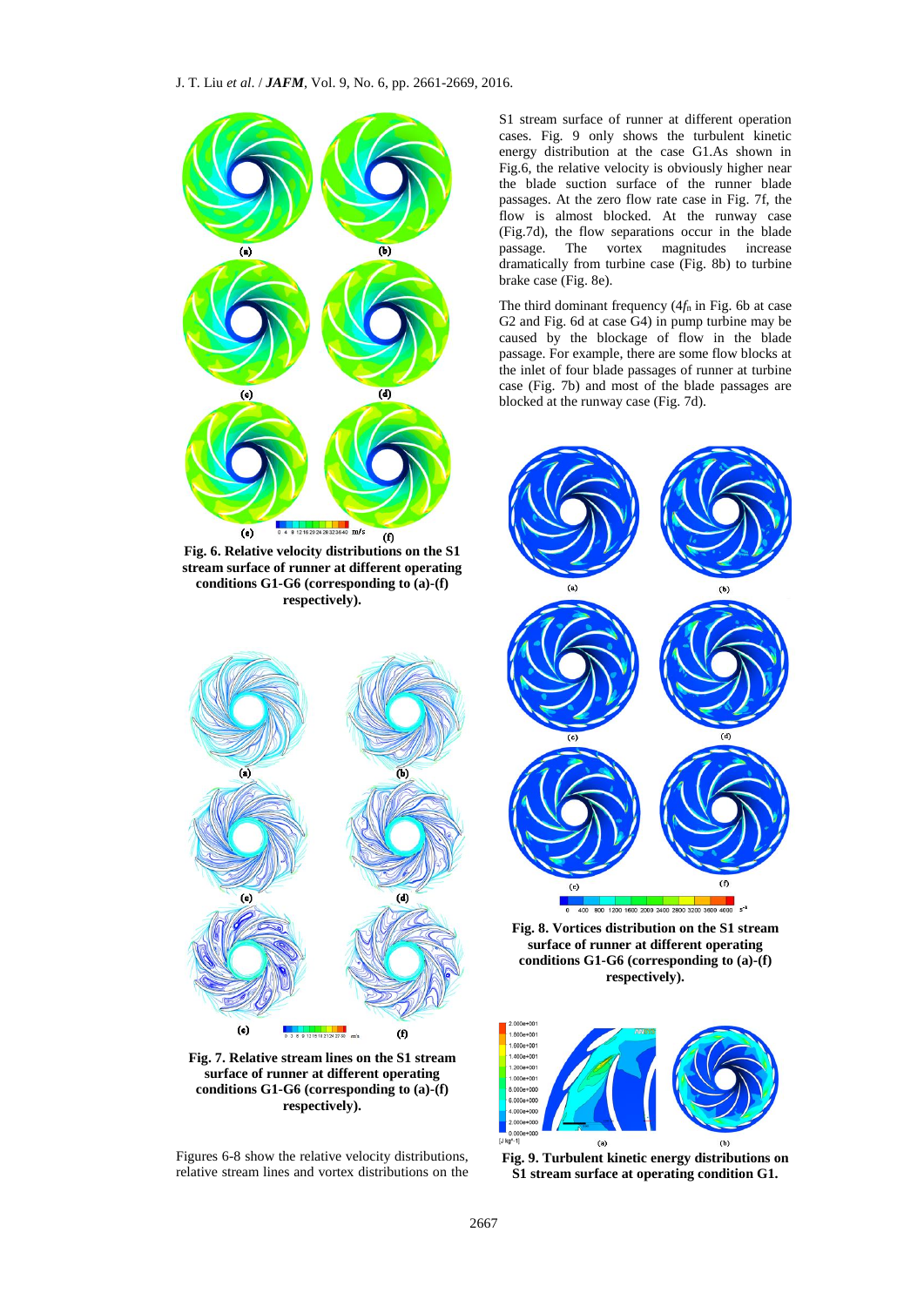Fig. 6. Relative velocity distributions on the S1 stream surface of runner at different operating conditions G1-G6 (corresponding to (a)-(f) respectively).

Fig. 7. Relative stream lines on the S1 stream surface of runner at different operating conditions G1-G6 (corresponding to (a)-(f) respectively).

Figures 6-8 show the relative velocity distributions, relative stream lines and vortex distributions on the S1 stream surface of runner at different operation cases. Fig. 9 only shows the turbulent kinetic energy distribution at the case G1.As shown in Fig.6, the relative velocity is obviously higher near the blade suction surface of the runner blade passages. At the zero flow rate case in Fig. 7f, the flow is almost blocked. At the runway case (Fig.7d), the flow separations occur in the blade passage. The vortex magnitudes increase dramatically from turbine case (Fig. 8b) to turbine brake case (Fig. 8e).

The third dominant frequency ($4f_n$ in Fig. 6b at case G2 and Fig. 6d at case G4) in pump turbine may be caused by the blockage of flow in the blade passage. For example, there are some flow blocks at the inlet of four blade passages of runner at turbine case (Fig. 7b) and most of the blade passages are blocked at the runway case (Fig. 7d).

Fig. 8. Vortices distribution on the S1 stream surface of runner at different operating conditions G1-G6 (corresponding to (a)-(f) respectively).

Fig. 9. Turbulent kinetic energy distributions on S1 stream surface at operating condition G1.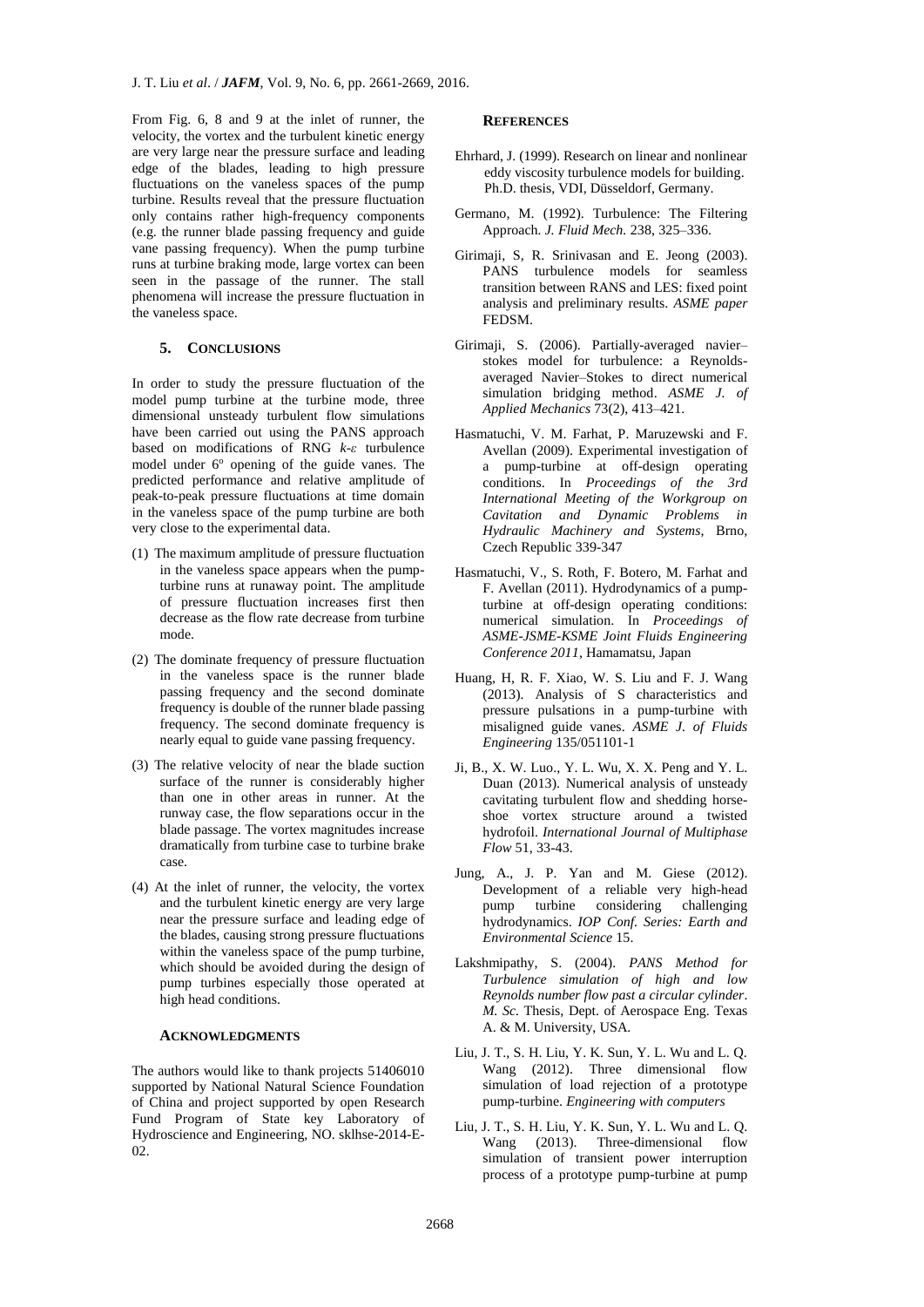From Fig. 6, 8 and 9 at the inlet of runner, the velocity, the vortex and the turbulent kinetic energy are very large near the pressure surface and leading edge of the blades, leading to high pressure fluctuations on the vaneless spaces of the pump turbine. Results reveal that the pressure fluctuation only contains rather high-frequency components (e.g. the runner blade passing frequency and guide vane passing frequency). When the pump turbine runs at turbine braking mode, large vortex can been seen in the passage of the runner. The stall phenomena will increase the pressure fluctuation in the vaneless space.

## 5. Conclusions

In order to study the pressure fluctuation of the model pump turbine at the turbine mode, three dimensional unsteady turbulent flow simulations have been carried out using the PANS approach based on modifications of RNG $k$-$\varepsilon$ turbulence model under 6º opening of the guide vanes. The predicted performance and relative amplitude of peak-to-peak pressure fluctuations at time domain in the vaneless space of the pump turbine are both very close to the experimental data.

(1) The maximum amplitude of pressure fluctuation in the vaneless space appears when the pump-turbine runs at runaway point. The amplitude of pressure fluctuation increases first then decrease as the flow rate decrease from turbine mode.

(2) The dominate frequency of pressure fluctuation in the vaneless space is the runner blade passing frequency and the second dominate frequency is double of the runner blade passing frequency. The second dominate frequency is nearly equal to guide vane passing frequency.

(3) The relative velocity of near the blade suction surface of the runner is considerably higher than one in other areas in runner. At the runway case, the flow separations occur in the blade passage. The vortex magnitudes increase dramatically from turbine case to turbine brake case.

(4) At the inlet of runner, the velocity, the vortex and the turbulent kinetic energy are very large near the pressure surface and leading edge of the blades, causing strong pressure fluctuations within the vaneless space of the pump turbine, which should be avoided during the design of pump turbines especially those operated at high head conditions.

## Acknowledgments

The authors would like to thank projects 51406010 supported by National Natural Science Foundation of China and project supported by open Research Fund Program of State key Laboratory of Hydroscience and Engineering, NO. sklhse-2014-E-02.

## References

Ehrhard, J. (1999). Research on linear and nonlinear eddy viscosity turbulence models for building. Ph.D. thesis, VDI, Düsseldorf, Germany.

Germano, M. (1992). Turbulence: The Filtering Approach. *J. Fluid Mech.* 238, 325–336.

Girimaji, S, R. Srinivasan and E. Jeong (2003). PANS turbulence models for seamless transition between RANS and LES: fixed point analysis and preliminary results. *ASME paper* FEDSM.

Girimaji, S. (2006). Partially-averaged navier–stokes model for turbulence: a Reynolds-averaged Navier–Stokes to direct numerical simulation bridging method. *ASME J. of Applied Mechanics* 73(2), 413–421.

Hasmatuchi, V. M. Farhat, P. Maruzewski and F. Avellan (2009). Experimental investigation of a pump-turbine at off-design operating conditions. In *Proceedings of the 3rd International Meeting of the Workgroup on Cavitation and Dynamic Problems in Hydraulic Machinery and Systems*, Brno, Czech Republic 339-347

Hasmatuchi, V., S. Roth, F. Botero, M. Farhat and F. Avellan (2011). Hydrodynamics of a pump-turbine at off-design operating conditions: numerical simulation. In *Proceedings of ASME-JSME-KSME Joint Fluids Engineering Conference 2011*, Hamamatsu, Japan

Huang, H, R. F. Xiao, W. S. Liu and F. J. Wang (2013). Analysis of S characteristics and pressure pulsations in a pump-turbine with misaligned guide vanes. *ASME J. of Fluids Engineering* 135/051101-1

Ji, B., X. W. Luo., Y. L. Wu, X. X. Peng and Y. L. Duan (2013). Numerical analysis of unsteady cavitating turbulent flow and shedding horse-shoe vortex structure around a twisted hydrofoil. *International Journal of Multiphase Flow* 51, 33-43.

Jung, A., J. P. Yan and M. Giese (2012). Development of a reliable very high-head pump turbine considering challenging hydrodynamics. *IOP Conf. Series: Earth and Environmental Science* 15.

Lakshmipathy, S. (2004). *PANS Method for Turbulence simulation of high and low Reynolds number flow past a circular cylinder*. *M. Sc.* Thesis, Dept. of Aerospace Eng. Texas A. & M. University, USA.

Liu, J. T., S. H. Liu, Y. K. Sun, Y. L. Wu and L. Q. Wang (2012). Three dimensional flow simulation of load rejection of a prototype pump-turbine. *Engineering with computers*

Liu, J. T., S. H. Liu, Y. K. Sun, Y. L. Wu and L. Q. Wang (2013). Three-dimensional flow simulation of transient power interruption process of a prototype pump-turbine at pump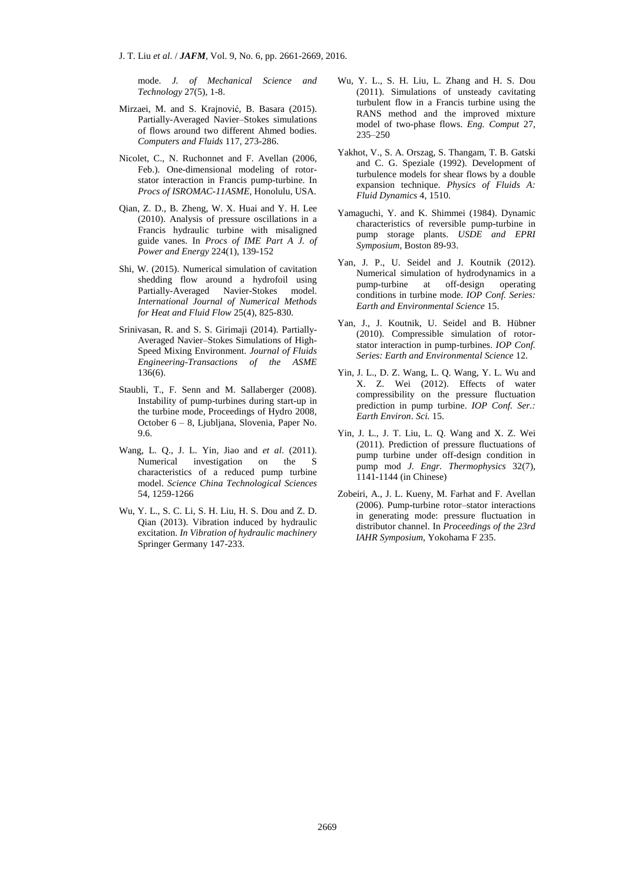mode. *J. of Mechanical Science and Technology* 27(5), 1-8.

Mirzaei, M. and S. Krajnović, B. Basara (2015). Partially-Averaged Navier–Stokes simulations of flows around two different Ahmed bodies. *Computers and Fluids* 117, 273-286.

Nicolet, C., N. Ruchonnet and F. Avellan (2006, Feb.). One-dimensional modeling of rotor-stator interaction in Francis pump-turbine. In *Procs of ISROMAC-11ASME*, Honolulu, USA.

Qian, Z. D., B. Zheng, W. X. Huai and Y. H. Lee (2010). Analysis of pressure oscillations in a Francis hydraulic turbine with misaligned guide vanes. In *Procs of IME Part A J. of Power and Energy* 224(1), 139-152

Shi, W. (2015). Numerical simulation of cavitation shedding flow around a hydrofoil using Partially-Averaged Navier-Stokes model. *International Journal of Numerical Methods for Heat and Fluid Flow* 25(4), 825-830.

Srinivasan, R. and S. S. Girimaji (2014). Partially-Averaged Navier–Stokes Simulations of High-Speed Mixing Environment. *Journal of Fluids Engineering-Transactions of the ASME* 136(6).

Staubli, T., F. Senn and M. Sallaberger (2008). Instability of pump-turbines during start-up in the turbine mode, Proceedings of Hydro 2008, October 6 – 8, Ljubljana, Slovenia, Paper No. 9.6.

Wang, L. Q., J. L. Yin, Jiao and *et al*. (2011). Numerical investigation on the S characteristics of a reduced pump turbine model. *Science China Technological Sciences* 54, 1259-1266

Wu, Y. L., S. C. Li, S. H. Liu, H. S. Dou and Z. D. Qian (2013). Vibration induced by hydraulic excitation. *In Vibration of hydraulic machinery* Springer Germany 147-233.

Wu, Y. L., S. H. Liu, L. Zhang and H. S. Dou (2011). Simulations of unsteady cavitating turbulent flow in a Francis turbine using the RANS method and the improved mixture model of two-phase flows. *Eng. Comput* 27, 235–250

Yakhot, V., S. A. Orszag, S. Thangam, T. B. Gatski and C. G. Speziale (1992). Development of turbulence models for shear flows by a double expansion technique. *Physics of Fluids A: Fluid Dynamics* 4, 1510.

Yamaguchi, Y. and K. Shimmei (1984). Dynamic characteristics of reversible pump-turbine in pump storage plants. *USDE and EPRI Symposium*, Boston 89-93.

Yan, J. P., U. Seidel and J. Koutnik (2012). Numerical simulation of hydrodynamics in a pump-turbine at off-design operating conditions in turbine mode. *IOP Conf. Series: Earth and Environmental Science* 15.

Yan, J., J. Koutnik, U. Seidel and B. Hübner (2010). Compressible simulation of rotor-stator interaction in pump-turbines. *IOP Conf. Series: Earth and Environmental Science* 12.

Yin, J. L., D. Z. Wang, L. Q. Wang, Y. L. Wu and X. Z. Wei (2012). Effects of water compressibility on the pressure fluctuation prediction in pump turbine. *IOP Conf. Ser.: Earth Environ. Sci.* 15.

Yin, J. L., J. T. Liu, L. Q. Wang and X. Z. Wei (2011). Prediction of pressure fluctuations of pump turbine under off-design condition in pump mod *J. Engr. Thermophysics* 32(7), 1141-1144 (in Chinese)

Zobeiri, A., J. L. Kueny, M. Farhat and F. Avellan (2006). Pump-turbine rotor–stator interactions in generating mode: pressure fluctuation in distributor channel. In *Proceedings of the 23rd IAHR Symposium*, Yokohama F 235.